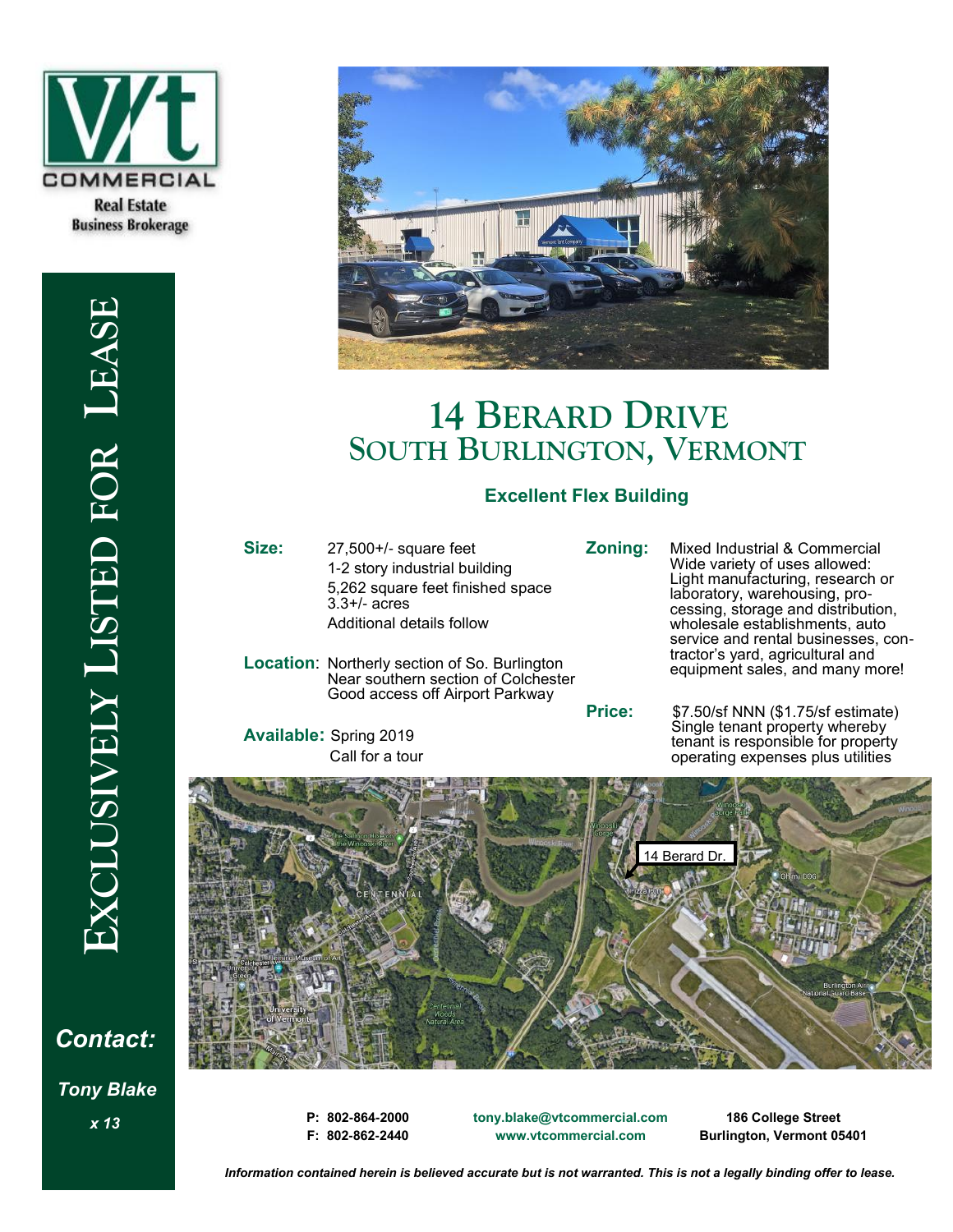VT COMMERCIAL

Real Estate
Business Brokerage

EXCLUSIVELY LISTED FOR LEASE

# 14 Berard Drive
## South Burlington, Vermont

### Excellent Flex Building

**Size:** 27,500+/- square feet
1-2 story industrial building
5,262 square feet finished space
3.3+/- acres
Additional details follow

**Location**: Northerly section of So. Burlington
Near southern section of Colchester
Good access off Airport Parkway

**Available:** Spring 2019
Call for a tour

**Zoning:** Mixed Industrial & Commercial
Wide variety of uses allowed:
Light manufacturing, research or laboratory, warehousing, processing, storage and distribution, wholesale establishments, auto service and rental businesses, contractor's yard, agricultural and equipment sales, and many more!

**Price:** $7.50/sf NNN ($1.75/sf estimate)
Single tenant property whereby tenant is responsible for property operating expenses plus utilities

14 Berard Dr.

***Contact:***

***Tony Blake***

***x 13***

**P: 802-864-2000**
**F: 802-862-2440**

**tony.blake@vtcommercial.com**
**www.vtcommercial.com**

**186 College Street**
**Burlington, Vermont 05401**

***Information contained herein is believed accurate but is not warranted. This is not a legally binding offer to lease.***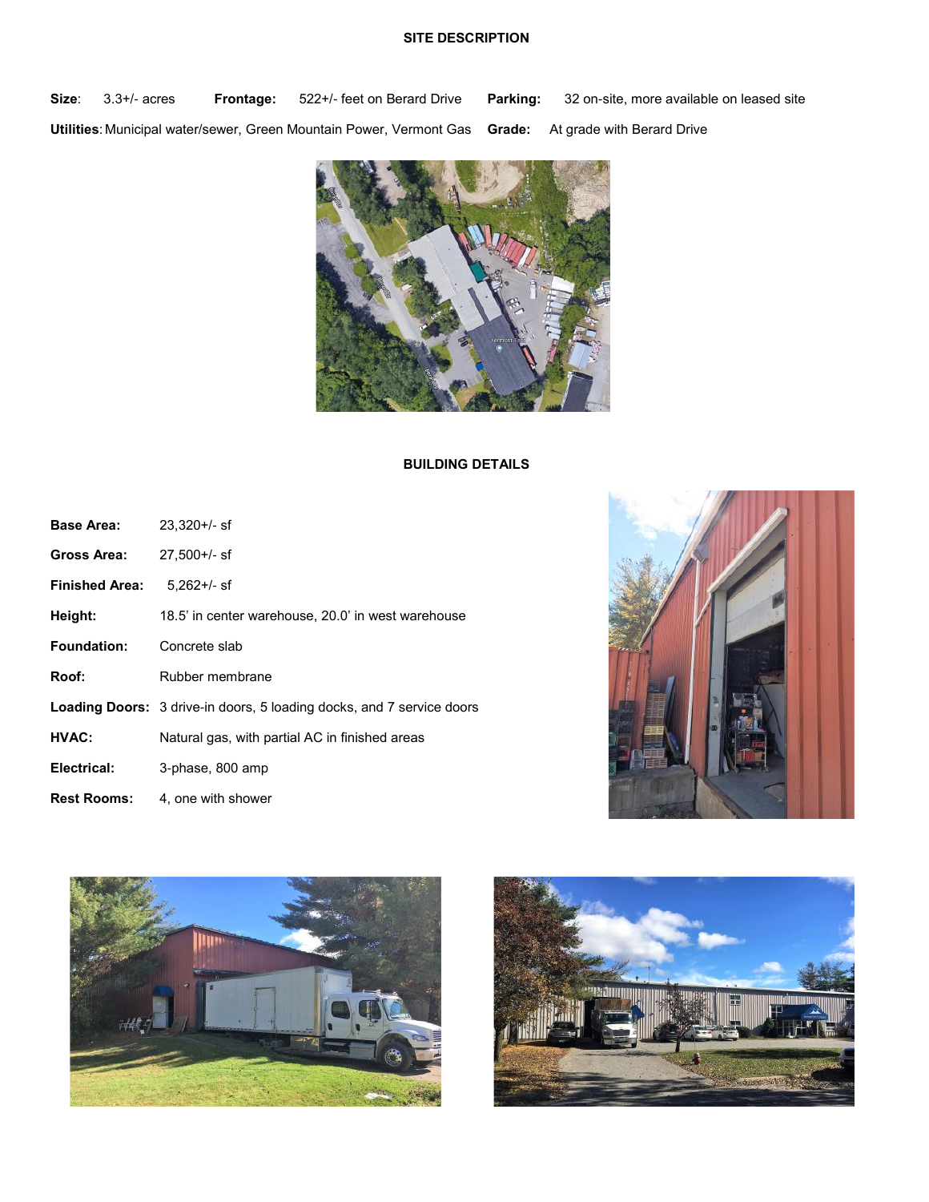## SITE DESCRIPTION

**Size**: 3.3+/- acres **Frontage:** 522+/- feet on Berard Drive **Parking:** 32 on-site, more available on leased site

**Utilities**: Municipal water/sewer, Green Mountain Power, Vermont Gas **Grade:** At grade with Berard Drive

## BUILDING DETAILS

| | |
|---|---|
| **Base Area:** | 23,320+/- sf |
| **Gross Area:** | 27,500+/- sf |
| **Finished Area:** | 5,262+/- sf |
| **Height:** | 18.5' in center warehouse, 20.0' in west warehouse |
| **Foundation:** | Concrete slab |
| **Roof:** | Rubber membrane |
| **Loading Doors:** | 3 drive-in doors, 5 loading docks, and 7 service doors |
| **HVAC:** | Natural gas, with partial AC in finished areas |
| **Electrical:** | 3-phase, 800 amp |
| **Rest Rooms:** | 4, one with shower |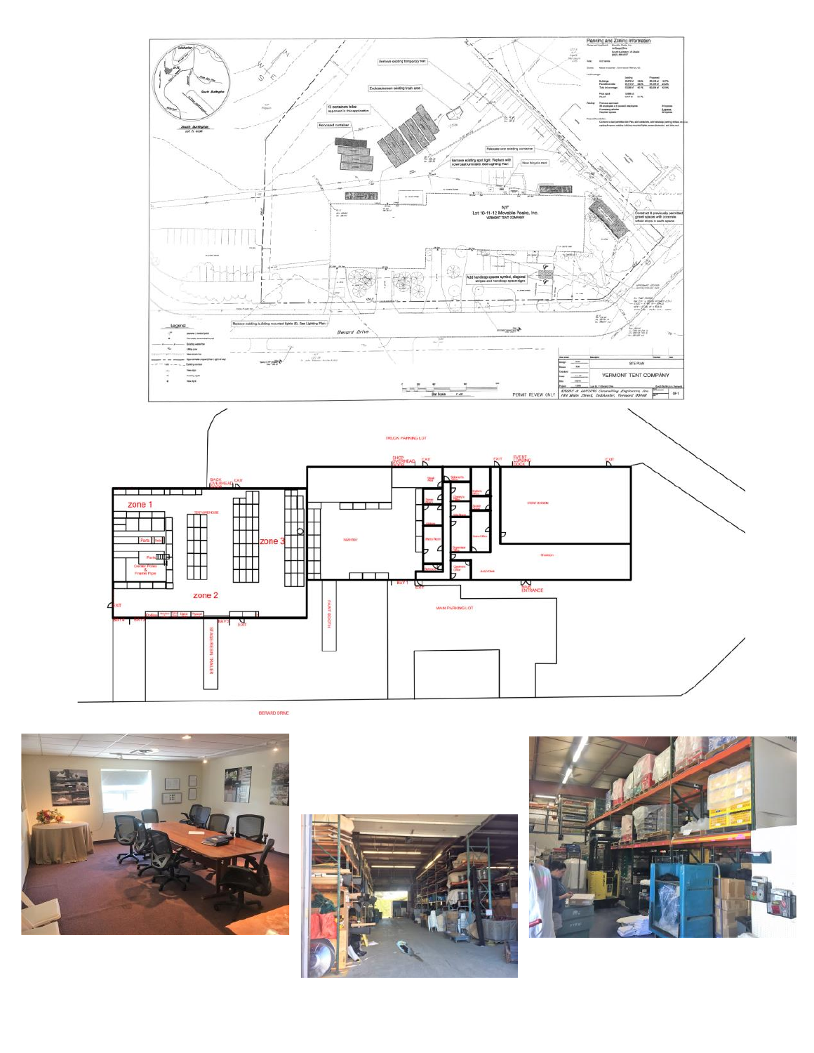Planning and Zoning Information

Remove existing temporary tent

Enclose/screen existing trash area

13 containers to be approved in this application

Relocated container

Relocate one existing container

Remove existing spot light. Replace with downcast luminaire See Lighting Plan

New bicycle rack

N/F
Lot 10-11-12 Movable Peaks, Inc.
VERMONT TENT COMPANY

Construct 6 previously permitted gravel spaces with concrete wheel stops in each space

Add handicap space symbol, diagonal stripes and handicap space signs

Replace existing building mounted lights (6). See Lighting Plan

Berard Drive

Legend

South Burlington

SITE PLAN

VERMONT TENT COMPANY

PERMIT REVIEW ONLY

KREBS & LANSING Consulting Engineers, Inc.
164 Main Street, Colchester, Vermont 05446

TRUCK PARKING LOT

BACK OVERHEAD DOOR

SHOP OVERHEAD DOOR

EVENT LOADING DOCK

EXIT

zone 1

zone 2

zone 3

Parts

Cedar Poles & Frame Pipe

Men's Room

Showroom

BAY 1

BAY 2

BAY 3

BAY 4

MAIN ENTRANCE

MAIN PARKING LOT

PAINT BOOTH

STAGE/RESIN TRAILER

BERARD DRIVE